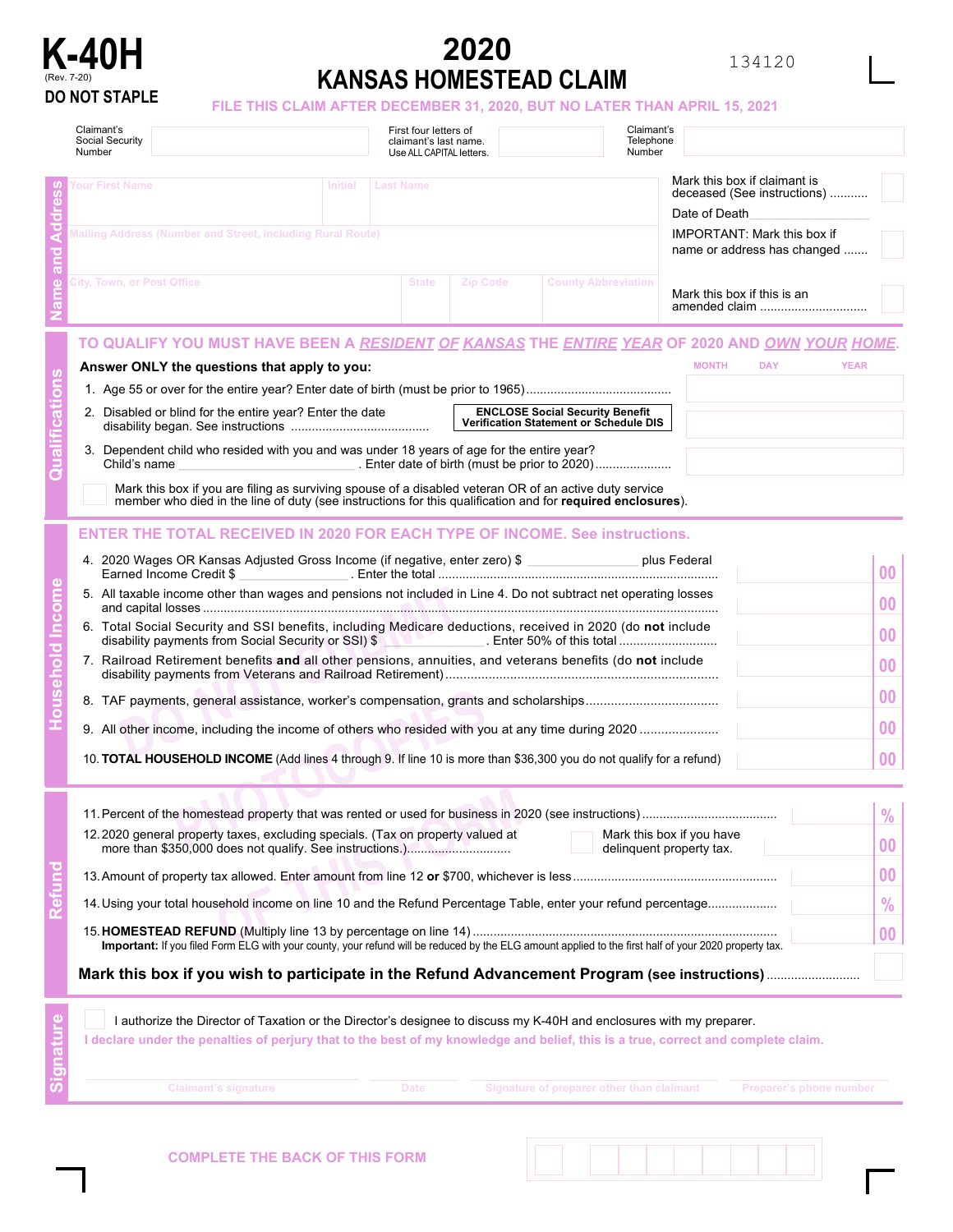# K-40H

(Rev. 7-20)

**DO NOT STAPLE**

# 2020 KANSAS HOMESTEAD CLAIM

134120

**FILE THIS CLAIM AFTER DECEMBER 31, 2020, BUT NO LATER THAN APRIL 15, 2021**

| Claimant's Social Security Number | | First four letters of claimant's last name. Use ALL CAPITAL letters. | | Claimant's Telephone Number | |
|---|---|---|---|---|---|

## Name and Address

| Your First Name | Initial | Last Name |
|---|---|---|
| | | |

Mailing Address (Number and Street, including Rural Route)

| City, Town, or Post Office | State | Zip Code | County Abbreviation |
|---|---|---|---|
| | | | |

Mark this box if claimant is deceased (See instructions) ........... ☐

Date of Death ____________

IMPORTANT: Mark this box if name or address has changed ....... ☐

Mark this box if this is an amended claim ............................... ☐

## Qualifications

**TO QUALIFY YOU MUST HAVE BEEN A *RESIDENT OF KANSAS* THE *ENTIRE YEAR* OF 2020 AND *OWN YOUR HOME*.**

**Answer ONLY the questions that apply to you:** MONTH DAY YEAR

1. Age 55 or over for the entire year? Enter date of birth (must be prior to 1965) ........................................
2. Disabled or blind for the entire year? Enter the date disability began. See instructions ....................................... **ENCLOSE Social Security Benefit Verification Statement or Schedule DIS**
3. Dependent child who resided with you and was under 18 years of age for the entire year? Child's name ____________________. Enter date of birth (must be prior to 2020) ......................

☐ Mark this box if you are filing as surviving spouse of a disabled veteran OR of an active duty service member who died in the line of duty (see instructions for this qualification and for **required enclosures**).

## Household Income

**ENTER THE TOTAL RECEIVED IN 2020 FOR EACH TYPE OF INCOME. See instructions.**

4. 2020 Wages OR Kansas Adjusted Gross Income (if negative, enter zero) $ ______________ plus Federal Earned Income Credit $ ______________. Enter the total ............................................................................. 00
5. All taxable income other than wages and pensions not included in Line 4. Do not subtract net operating losses and capital losses ..................................................................................................................... 00
6. Total Social Security and SSI benefits, including Medicare deductions, received in 2020 (do **not** include disability payments from Social Security or SSI) $ ______________. Enter 50% of this total ........................... 00
7. Railroad Retirement benefits **and** all other pensions, annuities, and veterans benefits (do **not** include disability payments from Veterans and Railroad Retirement) ........................................................................... 00
8. TAF payments, general assistance, worker's compensation, grants and scholarships ..................................... 00
9. All other income, including the income of others who resided with you at any time during 2020 ...................... 00
10. **TOTAL HOUSEHOLD INCOME** (Add lines 4 through 9. If line 10 is more than $36,300 you do not qualify for a refund) 00

## Refund

11. Percent of the homestead property that was rented or used for business in 2020 (see instructions) ...................................... %
12. 2020 general property taxes, excluding specials. (Tax on property valued at more than $350,000 does not qualify. See instructions.) .............................. ☐ Mark this box if you have delinquent property tax. 00
13. Amount of property tax allowed. Enter amount from line 12 **or** $700, whichever is less .......................................................... 00
14. Using your total household income on line 10 and the Refund Percentage Table, enter your refund percentage.................... %
15. **HOMESTEAD REFUND** (Multiply line 13 by percentage on line 14) ....................................................................................... 00

**Important:** If you filed Form ELG with your county, your refund will be reduced by the ELG amount applied to the first half of your 2020 property tax.

**Mark this box if you wish to participate in the Refund Advancement Program (see instructions)** .......................... ☐

## Signature

☐ I authorize the Director of Taxation or the Director's designee to discuss my K-40H and enclosures with my preparer.

**I declare under the penalties of perjury that to the best of my knowledge and belief, this is a true, correct and complete claim.**

| Claimant's signature | Date | Signature of preparer other than claimant | Preparer's phone number |
|---|---|---|---|
| | | | |

**COMPLETE THE BACK OF THIS FORM**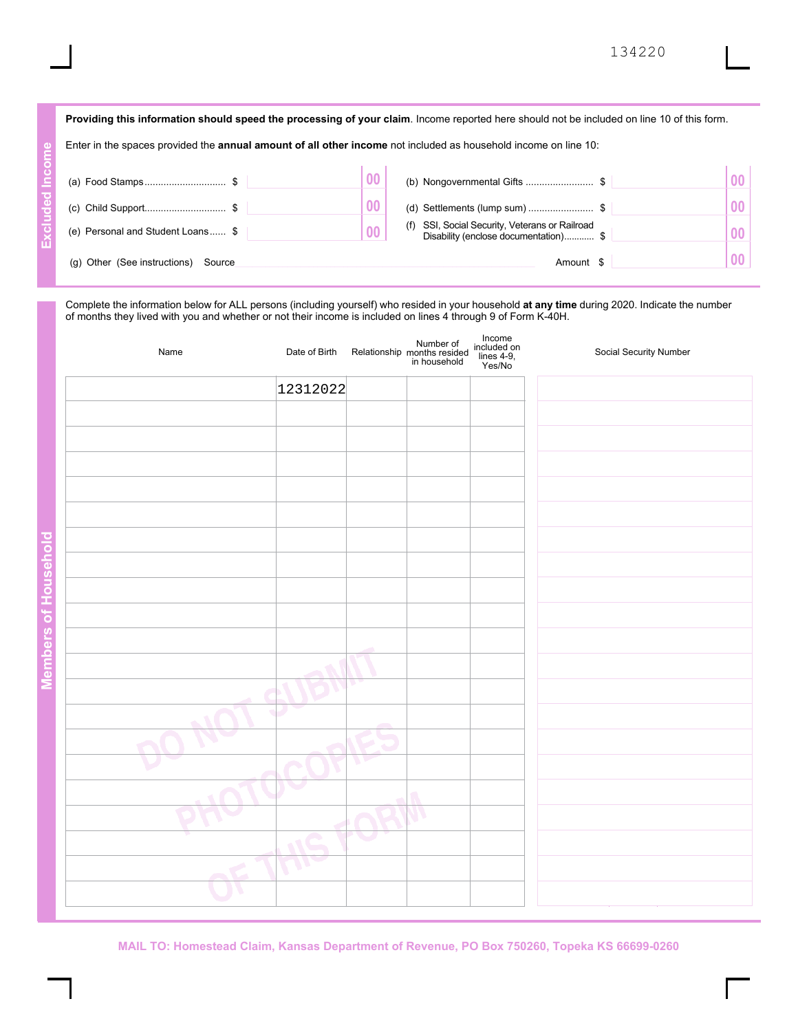134220

## Excluded Income

**Providing this information should speed the processing of your claim**. Income reported here should not be included on line 10 of this form.

Enter in the spaces provided the **annual amount of all other income** not included as household income on line 10:

| | | | |
|---|---|---|---|
| (a) Food Stamps | $ 00 | (b) Nongovernmental Gifts | $ 00 |
| (c) Child Support | $ 00 | (d) Settlements (lump sum) | $ 00 |
| (e) Personal and Student Loans | $ 00 | (f) SSI, Social Security, Veterans or Railroad Disability (enclose documentation) | $ 00 |

(g) Other (See instructions) Source ________ Amount $ 00

## Members of Household

Complete the information below for ALL persons (including yourself) who resided in your household **at any time** during 2020. Indicate the number of months they lived with you and whether or not their income is included on lines 4 through 9 of Form K-40H.

| Name | Date of Birth | Relationship | Number of months resided in household | Income included on lines 4-9, Yes/No | Social Security Number |
|---|---|---|---|---|---|
| | 12312022 | | | | |
| | | | | | |
| | | | | | |
| | | | | | |
| | | | | | |
| | | | | | |
| | | | | | |
| | | | | | |
| | | | | | |
| | | | | | |
| | | | | | |
| | | | | | |
| | | | | | |
| | | | | | |
| | | | | | |
| | | | | | |
| | | | | | |
| | | | | | |
| | | | | | |
| | | | | | |
| | | | | | |

DO NOT SUBMIT PHOTOCOPIES OF THIS FORM

MAIL TO: Homestead Claim, Kansas Department of Revenue, PO Box 750260, Topeka KS 66699-0260